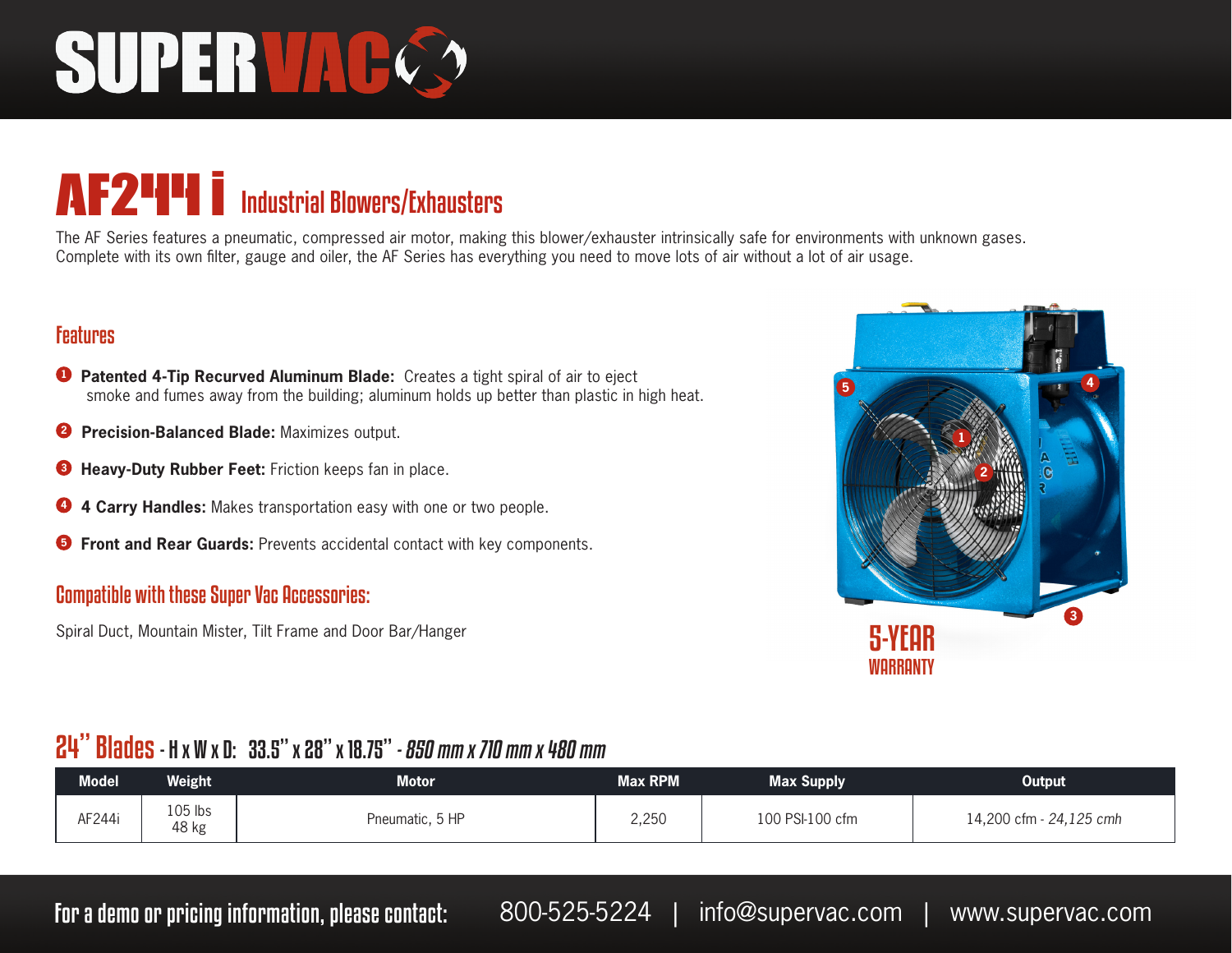# SUPERVAC

## AF244i Industrial Blowers/Exhausters

The AF Series features a pneumatic, compressed air motor, making this blower/exhauster intrinsically safe for environments with unknown gases. Complete with its own filter, gauge and oiler, the AF Series has everything you need to move lots of air without a lot of air usage.

### Features

1. **Patented 4-Tip Recurved Aluminum Blade:** Creates a tight spiral of air to eject smoke and fumes away from the building; aluminum holds up better than plastic in high heat.
2. **Precision-Balanced Blade:** Maximizes output.
3. **Heavy-Duty Rubber Feet:** Friction keeps fan in place.
4. **4 Carry Handles:** Makes transportation easy with one or two people.
5. **Front and Rear Guards:** Prevents accidental contact with key components.

### Compatible with these Super Vac Accessories:

Spiral Duct, Mountain Mister, Tilt Frame and Door Bar/Hanger

**5-YEAR WARRANTY**

### 24" Blades - H x W x D: 33.5" x 28" x 18.75" - *850 mm x 710 mm x 480 mm*

| Model | Weight | Motor | Max RPM | Max Supply | Output |
|---|---|---|---|---|---|
| AF244i | 105 lbs<br>48 kg | Pneumatic, 5 HP | 2,250 | 100 PSI-100 cfm | 14,200 cfm - *24,125 cmh* |

**For a demo or pricing information, please contact:** 800-525-5224 | info@supervac.com | www.supervac.com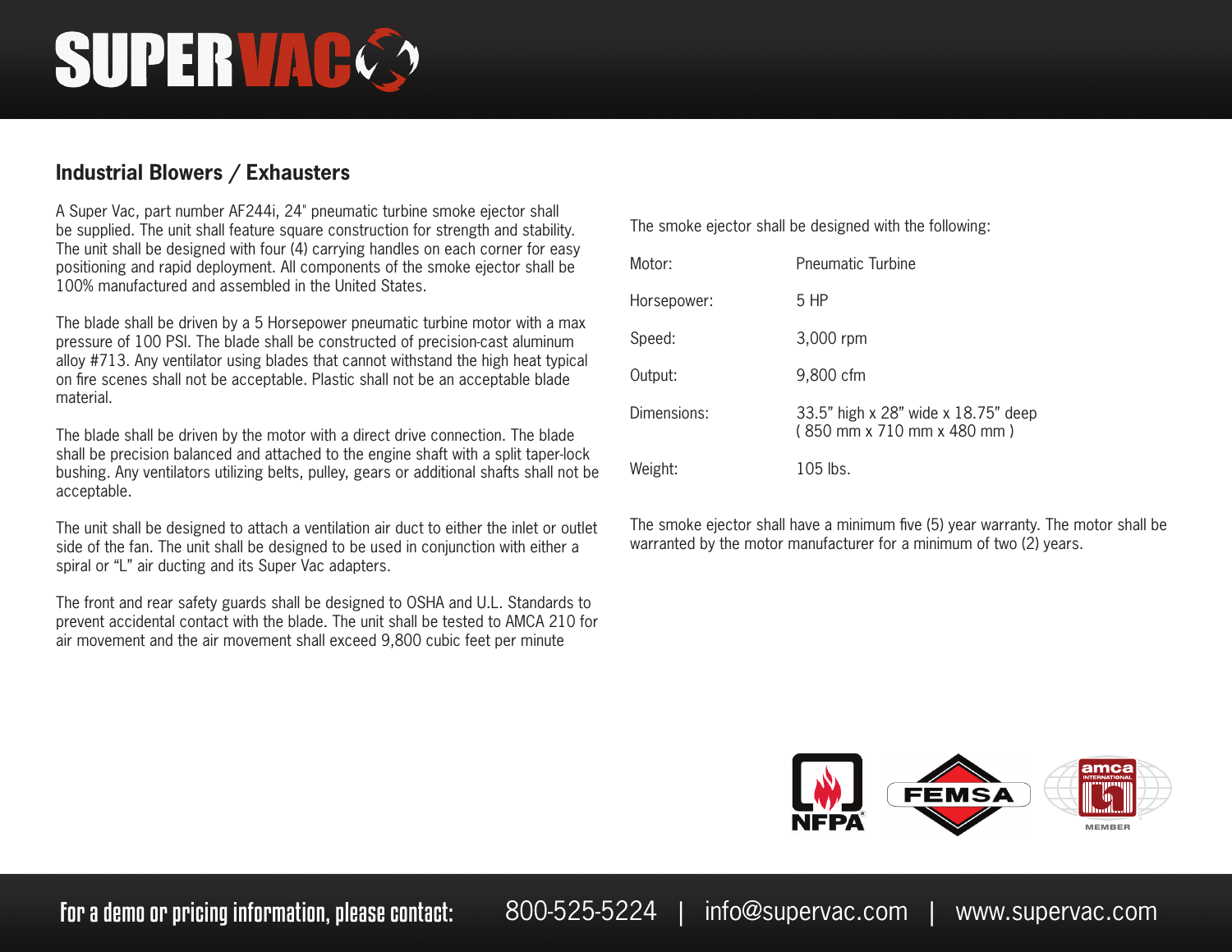## Industrial Blowers / Exhausters

A Super Vac, part number AF244i, 24" pneumatic turbine smoke ejector shall be supplied. The unit shall feature square construction for strength and stability. The unit shall be designed with four (4) carrying handles on each corner for easy positioning and rapid deployment. All components of the smoke ejector shall be 100% manufactured and assembled in the United States.

The blade shall be driven by a 5 Horsepower pneumatic turbine motor with a max pressure of 100 PSI. The blade shall be constructed of precision-cast aluminum alloy #713. Any ventilator using blades that cannot withstand the high heat typical on fire scenes shall not be acceptable. Plastic shall not be an acceptable blade material.

The blade shall be driven by the motor with a direct drive connection. The blade shall be precision balanced and attached to the engine shaft with a split taper-lock bushing. Any ventilators utilizing belts, pulley, gears or additional shafts shall not be acceptable.

The unit shall be designed to attach a ventilation air duct to either the inlet or outlet side of the fan. The unit shall be designed to be used in conjunction with either a spiral or "L" air ducting and its Super Vac adapters.

The front and rear safety guards shall be designed to OSHA and U.L. Standards to prevent accidental contact with the blade. The unit shall be tested to AMCA 210 for air movement and the air movement shall exceed 9,800 cubic feet per minute

The smoke ejector shall be designed with the following:

| | |
|---|---|
| Motor: | Pneumatic Turbine |
| Horsepower: | 5 HP |
| Speed: | 3,000 rpm |
| Output: | 9,800 cfm |
| Dimensions: | 33.5" high x 28" wide x 18.75" deep ( 850 mm x 710 mm x 480 mm ) |
| Weight: | 105 lbs. |

The smoke ejector shall have a minimum five (5) year warranty. The motor shall be warranted by the motor manufacturer for a minimum of two (2) years.

For a demo or pricing information, please contact: 800-525-5224 | info@supervac.com | www.supervac.com